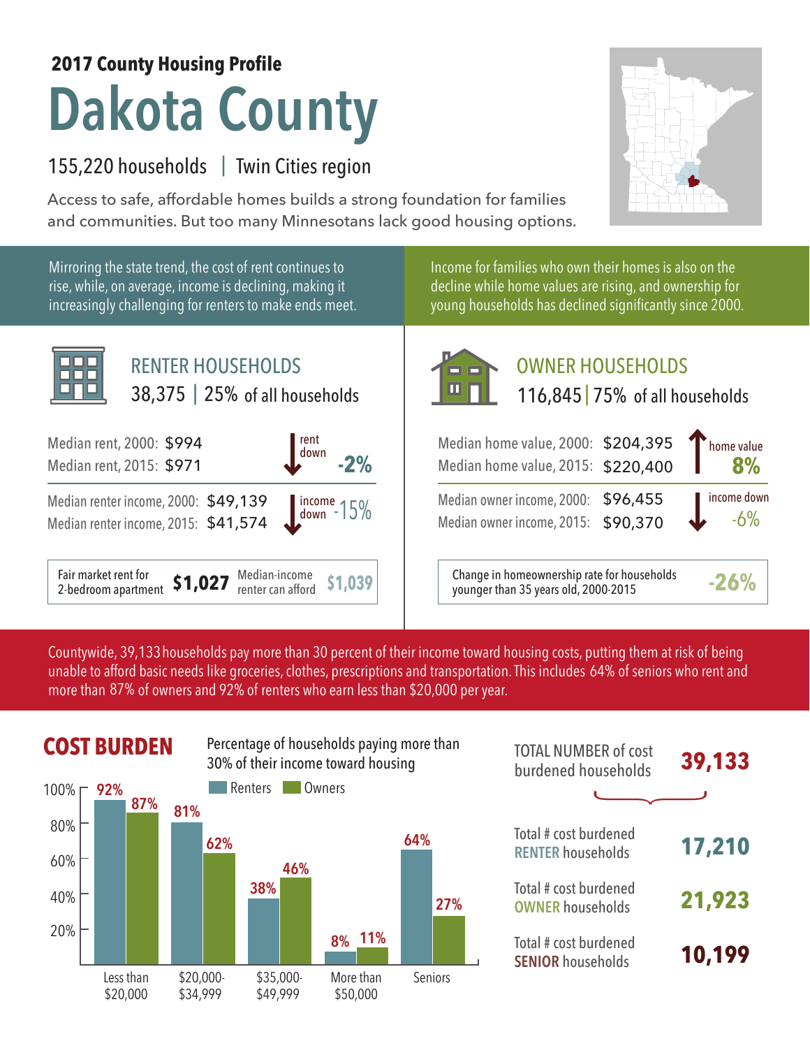**2017 County Housing Profile**

# Dakota County

155,220 households | Twin Cities region

Access to safe, affordable homes builds a strong foundation for families and communities. But too many Minnesotans lack good housing options.

Mirroring the state trend, the cost of rent continues to rise, while, on average, income is declining, making it increasingly challenging for renters to make ends meet.

## RENTER HOUSEHOLDS

38,375 | 25% of all households

| | | |
|---|---|---|
| Median rent, 2000: | $994 | rent down **-2%** |
| Median rent, 2015: | $971 | |
| Median renter income, 2000: | $49,139 | income down -15% |
| Median renter income, 2015: | $41,574 | |

Fair market rent for 2-bedroom apartment **$1,027** | Median-income renter can afford **$1,039**

Income for families who own their homes is also on the decline while home values are rising, and ownership for young households has declined significantly since 2000.

## OWNER HOUSEHOLDS

116,845 | 75% of all households

| | | |
|---|---|---|
| Median home value, 2000: | $204,395 | home value **8%** |
| Median home value, 2015: | $220,400 | |
| Median owner income, 2000: | $96,455 | income down -6% |
| Median owner income, 2015: | $90,370 | |

Change in homeownership rate for households younger than 35 years old, 2000-2015 **-26%**

Countywide, 39,133 households pay more than 30 percent of their income toward housing costs, putting them at risk of being unable to afford basic needs like groceries, clothes, prescriptions and transportation. This includes 64% of seniors who rent and more than 87% of owners and 92% of renters who earn less than $20,000 per year.

## COST BURDEN

Percentage of households paying more than 30% of their income toward housing

| | Renters | Owners |
|---|---|---|
| Less than $20,000 | 92% | 87% |
| $20,000-$34,999 | 81% | 62% |
| $35,000-$49,999 | 38% | 46% |
| More than $50,000 | 8% | 11% |
| Seniors | 64% | 27% |

| | |
|---|---|
| TOTAL NUMBER of cost burdened households | **39,133** |
| Total # cost burdened RENTER households | **17,210** |
| Total # cost burdened OWNER households | **21,923** |
| Total # cost burdened SENIOR households | **10,199** |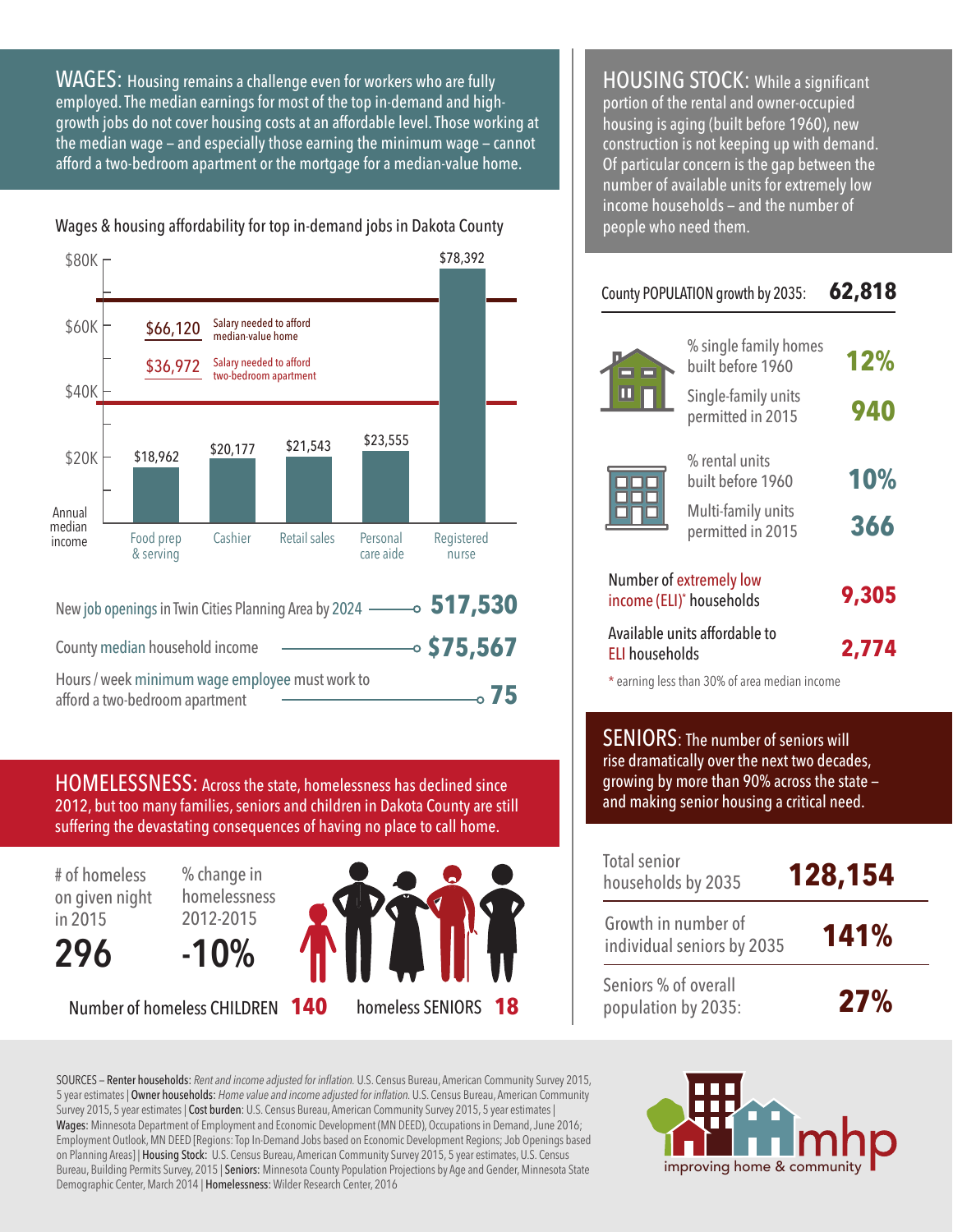## WAGES:

Housing remains a challenge even for workers who are fully employed. The median earnings for most of the top in-demand and high-growth jobs do not cover housing costs at an affordable level. Those working at the median wage – and especially those earning the minimum wage – cannot afford a two-bedroom apartment or the mortgage for a median-value home.

Wages & housing affordability for top in-demand jobs in Dakota County

$80K
$60K
$40K
$20K
Annual median income

$66,120 Salary needed to afford median-value home
$36,972 Salary needed to afford two-bedroom apartment

$18,962 Food prep & serving
$20,177 Cashier
$21,543 Retail sales
$23,555 Personal care aide
$78,392 Registered nurse

New job openings in Twin Cities Planning Area by 2024 — **517,530**

County median household income — **$75,567**

Hours / week minimum wage employee must work to afford a two-bedroom apartment — **75**

## HOMELESSNESS:

Across the state, homelessness has declined since 2012, but too many families, seniors and children in Dakota County are still suffering the devastating consequences of having no place to call home.

# of homeless on given night in 2015 **296**

% change in homelessness 2012-2015 **-10%**

Number of homeless CHILDREN **140**

homeless SENIORS **18**

## HOUSING STOCK:

While a significant portion of the rental and owner-occupied housing is aging (built before 1960), new construction is not keeping up with demand. Of particular concern is the gap between the number of available units for extremely low income households – and the number of people who need them.

County POPULATION growth by 2035: **62,818**

% single family homes built before 1960 **12%**

Single-family units permitted in 2015 **940**

% rental units built before 1960 **10%**

Multi-family units permitted in 2015 **366**

Number of extremely low income (ELI)* households **9,305**

Available units affordable to ELI households **2,774**

* earning less than 30% of area median income

## SENIORS:

The number of seniors will rise dramatically over the next two decades, growing by more than 90% across the state – and making senior housing a critical need.

Total senior households by 2035 **128,154**

Growth in number of individual seniors by 2035 **141%**

Seniors % of overall population by 2035: **27%**

SOURCES – **Renter households**: *Rent and income adjusted for inflation.* U.S. Census Bureau, American Community Survey 2015, 5 year estimates | **Owner households**: *Home value and income adjusted for inflation.* U.S. Census Bureau, American Community Survey 2015, 5 year estimates | **Cost burden**: U.S. Census Bureau, American Community Survey 2015, 5 year estimates | **Wages**: Minnesota Department of Employment and Economic Development (MN DEED), Occupations in Demand, June 2016; Employment Outlook, MN DEED [Regions: Top In-Demand Jobs based on Economic Development Regions; Job Openings based on Planning Areas] | **Housing Stock**: U.S. Census Bureau, American Community Survey 2015, 5 year estimates, U.S. Census Bureau, Building Permits Survey, 2015 | **Seniors**: Minnesota County Population Projections by Age and Gender, Minnesota State Demographic Center, March 2014 | **Homelessness**: Wilder Research Center, 2016

mhp improving home & community